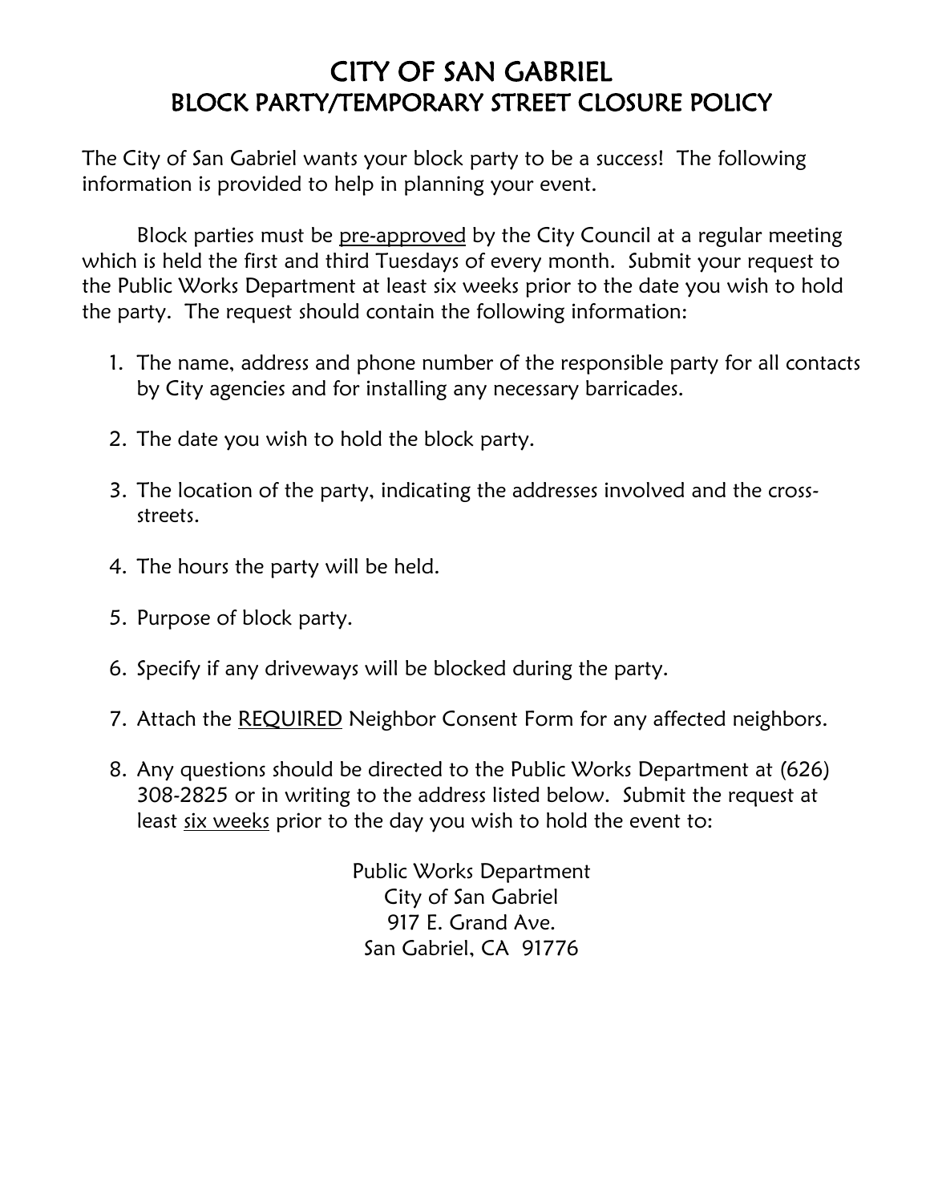# CITY OF SAN GABRIEL
## BLOCK PARTY/TEMPORARY STREET CLOSURE POLICY

The City of San Gabriel wants your block party to be a success! The following information is provided to help in planning your event.

Block parties must be <u>pre-approved</u> by the City Council at a regular meeting which is held the first and third Tuesdays of every month. Submit your request to the Public Works Department at least six weeks prior to the date you wish to hold the party. The request should contain the following information:

1. The name, address and phone number of the responsible party for all contacts by City agencies and for installing any necessary barricades.

2. The date you wish to hold the block party.

3. The location of the party, indicating the addresses involved and the cross-streets.

4. The hours the party will be held.

5. Purpose of block party.

6. Specify if any driveways will be blocked during the party.

7. Attach the <u>REQUIRED</u> Neighbor Consent Form for any affected neighbors.

8. Any questions should be directed to the Public Works Department at (626) 308-2825 or in writing to the address listed below. Submit the request at least <u>six weeks</u> prior to the day you wish to hold the event to:

Public Works Department
City of San Gabriel
917 E. Grand Ave.
San Gabriel, CA 91776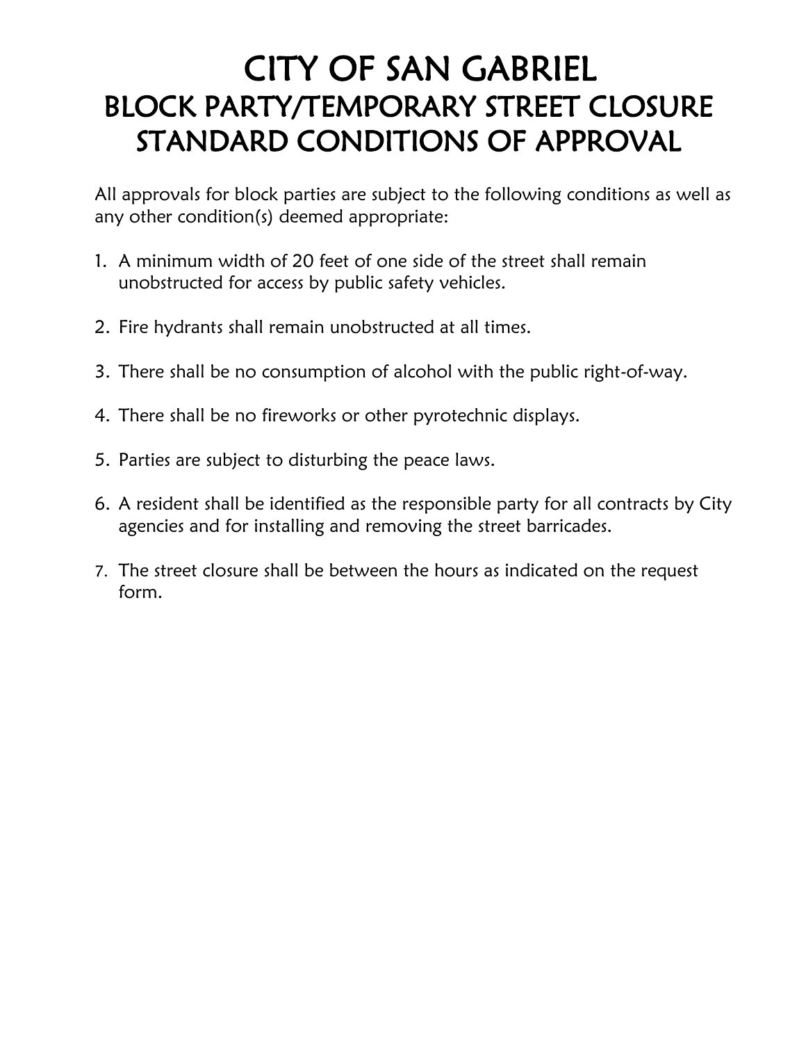# CITY OF SAN GABRIEL
## BLOCK PARTY/TEMPORARY STREET CLOSURE STANDARD CONDITIONS OF APPROVAL

All approvals for block parties are subject to the following conditions as well as any other condition(s) deemed appropriate:

1. A minimum width of 20 feet of one side of the street shall remain unobstructed for access by public safety vehicles.

2. Fire hydrants shall remain unobstructed at all times.

3. There shall be no consumption of alcohol with the public right-of-way.

4. There shall be no fireworks or other pyrotechnic displays.

5. Parties are subject to disturbing the peace laws.

6. A resident shall be identified as the responsible party for all contracts by City agencies and for installing and removing the street barricades.

7. The street closure shall be between the hours as indicated on the request form.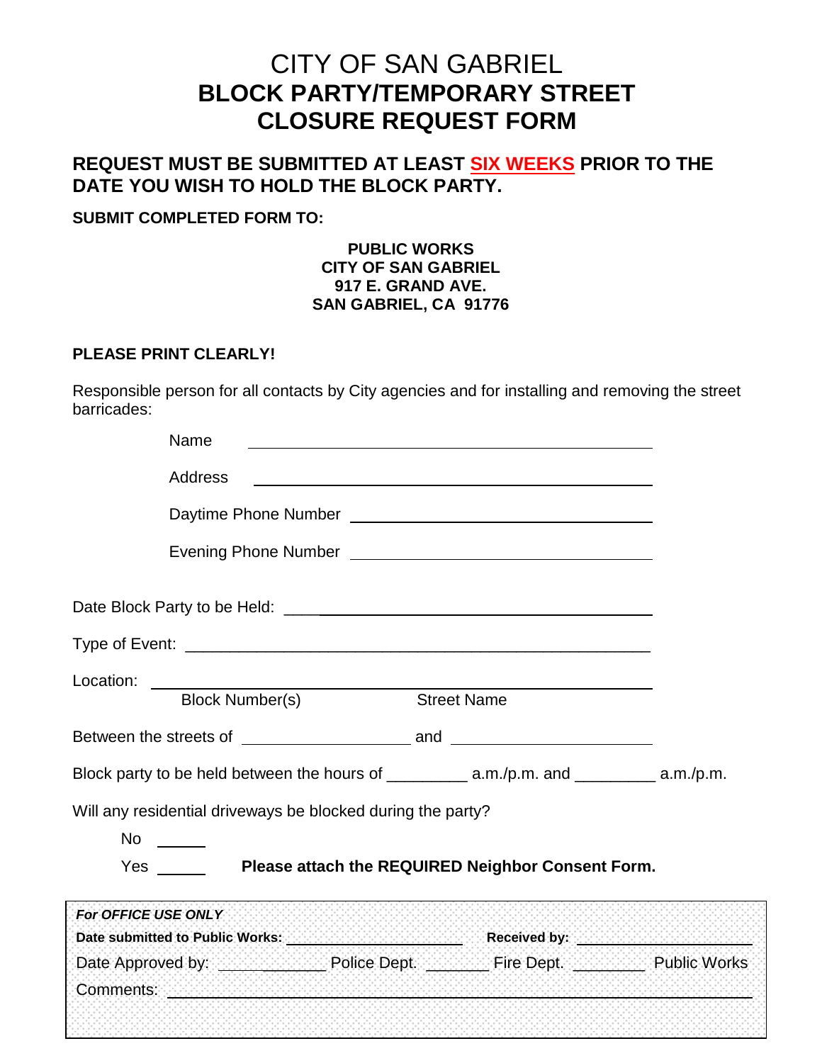# CITY OF SAN GABRIEL
# BLOCK PARTY/TEMPORARY STREET CLOSURE REQUEST FORM

## REQUEST MUST BE SUBMITTED AT LEAST SIX WEEKS PRIOR TO THE DATE YOU WISH TO HOLD THE BLOCK PARTY.

**SUBMIT COMPLETED FORM TO:**

**PUBLIC WORKS**
**CITY OF SAN GABRIEL**
**917 E. GRAND AVE.**
**SAN GABRIEL, CA 91776**

**PLEASE PRINT CLEARLY!**

Responsible person for all contacts by City agencies and for installing and removing the street barricades:

Name ______________________________

Address ______________________________

Daytime Phone Number ______________________________

Evening Phone Number ______________________________

Date Block Party to be Held: ______________________________

Type of Event: ______________________________

Location: ______________________________
Block Number(s) Street Name

Between the streets of ____________________ and ____________________

Block party to be held between the hours of _________ a.m./p.m. and _________ a.m./p.m.

Will any residential driveways be blocked during the party?

No ______

Yes ______ **Please attach the REQUIRED Neighbor Consent Form.**

---

***For OFFICE USE ONLY***

**Date submitted to Public Works:** ____________________ **Received by:** ____________________

Date Approved by: _____________ Police Dept. _______ Fire Dept. ________ Public Works

Comments: ______________________________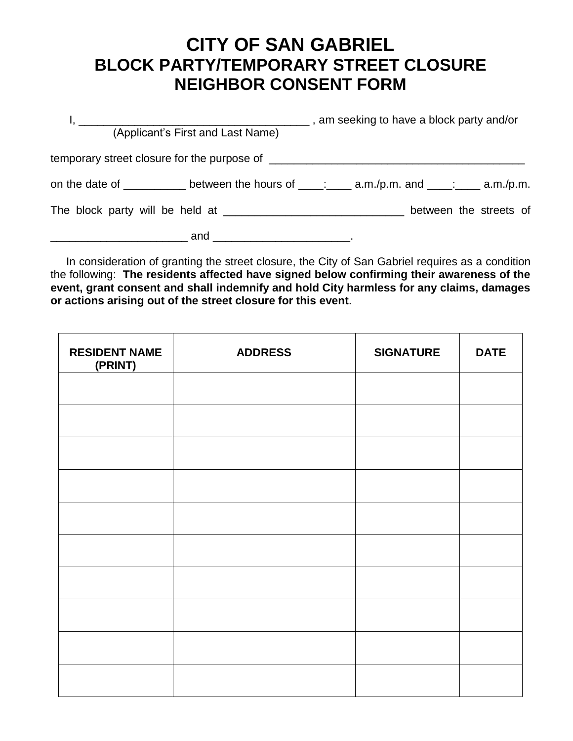# CITY OF SAN GABRIEL
## BLOCK PARTY/TEMPORARY STREET CLOSURE NEIGHBOR CONSENT FORM

I, _____________________________________ , am seeking to have a block party and/or
(Applicant's First and Last Name)

temporary street closure for the purpose of _________________________________________

on the date of __________ between the hours of ____:____ a.m./p.m. and ____:____ a.m./p.m.

The block party will be held at _____________________________ between the streets of

______________________ and ______________________.

In consideration of granting the street closure, the City of San Gabriel requires as a condition the following: **The residents affected have signed below confirming their awareness of the event, grant consent and shall indemnify and hold City harmless for any claims, damages or actions arising out of the street closure for this event**.

| RESIDENT NAME (PRINT) | ADDRESS | SIGNATURE | DATE |
|---|---|---|---|
| | | | |
| | | | |
| | | | |
| | | | |
| | | | |
| | | | |
| | | | |
| | | | |
| | | | |
| | | | |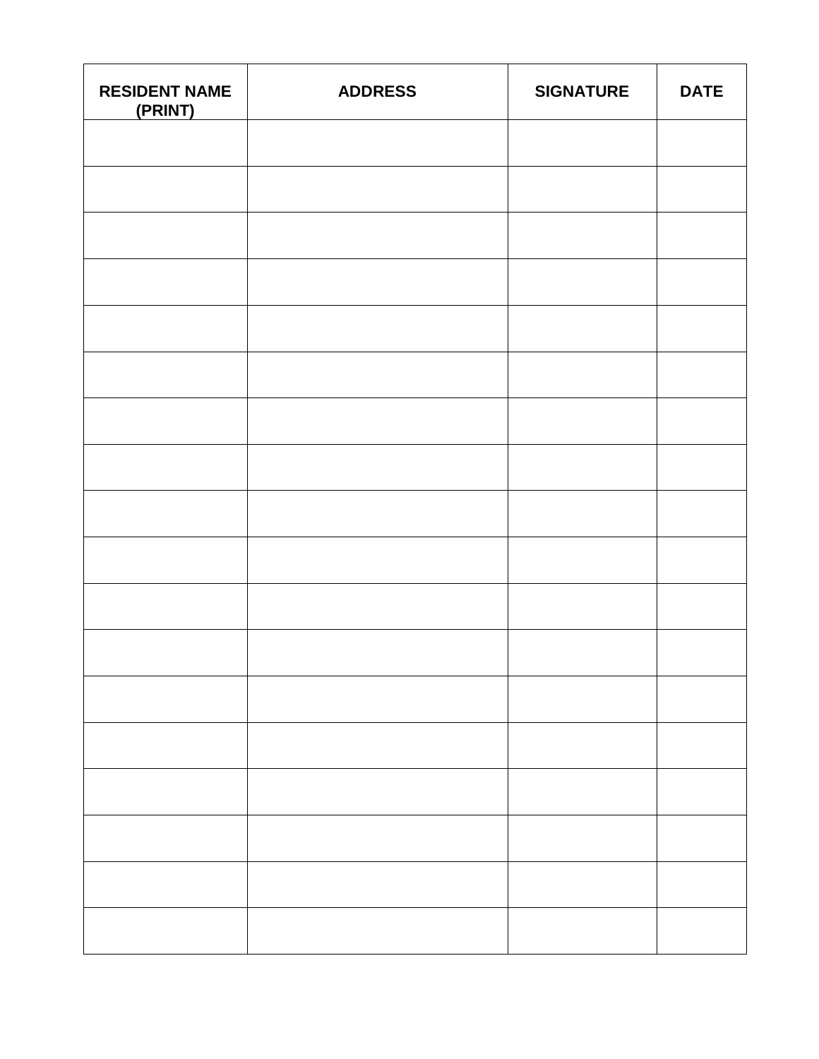| RESIDENT NAME (PRINT) | ADDRESS | SIGNATURE | DATE |
|---|---|---|---|
| | | | |
| | | | |
| | | | |
| | | | |
| | | | |
| | | | |
| | | | |
| | | | |
| | | | |
| | | | |
| | | | |
| | | | |
| | | | |
| | | | |
| | | | |
| | | | |
| | | | |
| | | | |